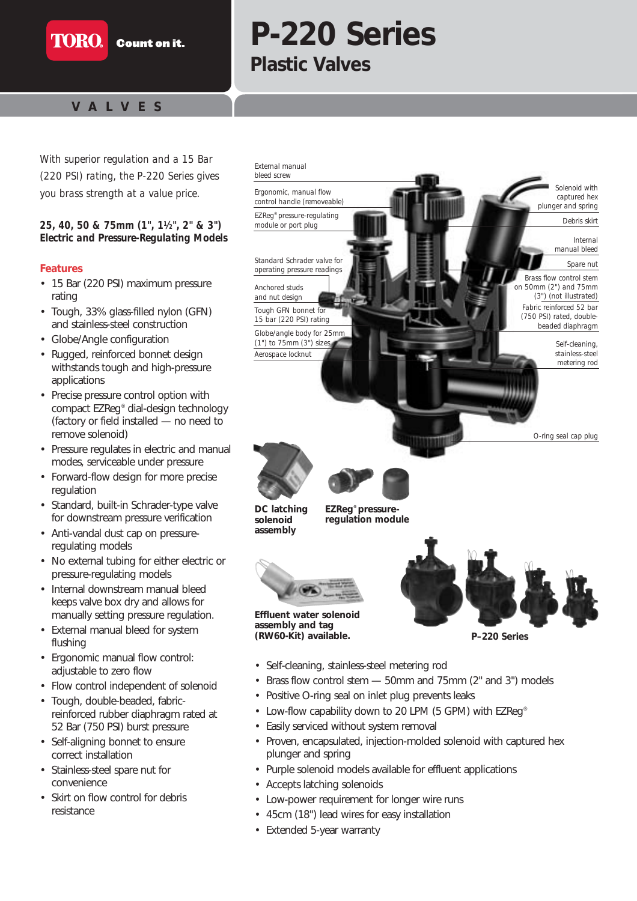TORO Count on it.

# P-220 Series

## Plastic Valves

VALVES

*With superior regulation and a 15 Bar (220 PSI) rating, the P-220 Series gives you brass strength at a value price.*

**25, 40, 50 & 75mm (1", 1½", 2" & 3")**
***Electric and Pressure-Regulating Models***

### Features

- 15 Bar (220 PSI) maximum pressure rating
- Tough, 33% glass-filled nylon (GFN) and stainless-steel construction
- Globe/Angle configuration
- Rugged, reinforced bonnet design withstands tough and high-pressure applications
- Precise pressure control option with compact EZReg® dial-design technology (factory or field installed — no need to remove solenoid)
- Pressure regulates in electric and manual modes, serviceable under pressure
- Forward-flow design for more precise regulation
- Standard, built-in Schrader-type valve for downstream pressure verification
- Anti-vandal dust cap on pressure-regulating models
- No external tubing for either electric or pressure-regulating models
- Internal downstream manual bleed keeps valve box dry and allows for manually setting pressure regulation.
- External manual bleed for system flushing
- Ergonomic manual flow control: adjustable to zero flow
- Flow control independent of solenoid
- Tough, double-beaded, fabric-reinforced rubber diaphragm rated at 52 Bar (750 PSI) burst pressure
- Self-aligning bonnet to ensure correct installation
- Stainless-steel spare nut for convenience
- Skirt on flow control for debris resistance

External manual bleed screw
Ergonomic, manual flow control handle (removeable)
EZReg® pressure-regulating module or port plug
Standard Schrader valve for operating pressure readings
Anchored studs and nut design
Tough GFN bonnet for 15 bar (220 PSI) rating
Globe/angle body for 25mm (1") to 75mm (3") sizes
Aerospace locknut
Solenoid with captured hex plunger and spring
Debris skirt
Internal manual bleed
Spare nut
Brass flow control stem on 50mm (2") and 75mm (3") (not illustrated)
Fabric reinforced 52 bar (750 PSI) rated, double-beaded diaphragm
Self-cleaning, stainless-steel metering rod
O-ring seal cap plug

**DC latching solenoid assembly**

**EZReg® pressure-regulation module**

**Effluent water solenoid assembly and tag (RW60-Kit) available.**

**P-220 Series**

- Self-cleaning, stainless-steel metering rod
- Brass flow control stem — 50mm and 75mm (2" and 3") models
- Positive O-ring seal on inlet plug prevents leaks
- Low-flow capability down to 20 LPM (5 GPM) with EZReg®
- Easily serviced without system removal
- Proven, encapsulated, injection-molded solenoid with captured hex plunger and spring
- Purple solenoid models available for effluent applications
- Accepts latching solenoids
- Low-power requirement for longer wire runs
- 45cm (18") lead wires for easy installation
- Extended 5-year warranty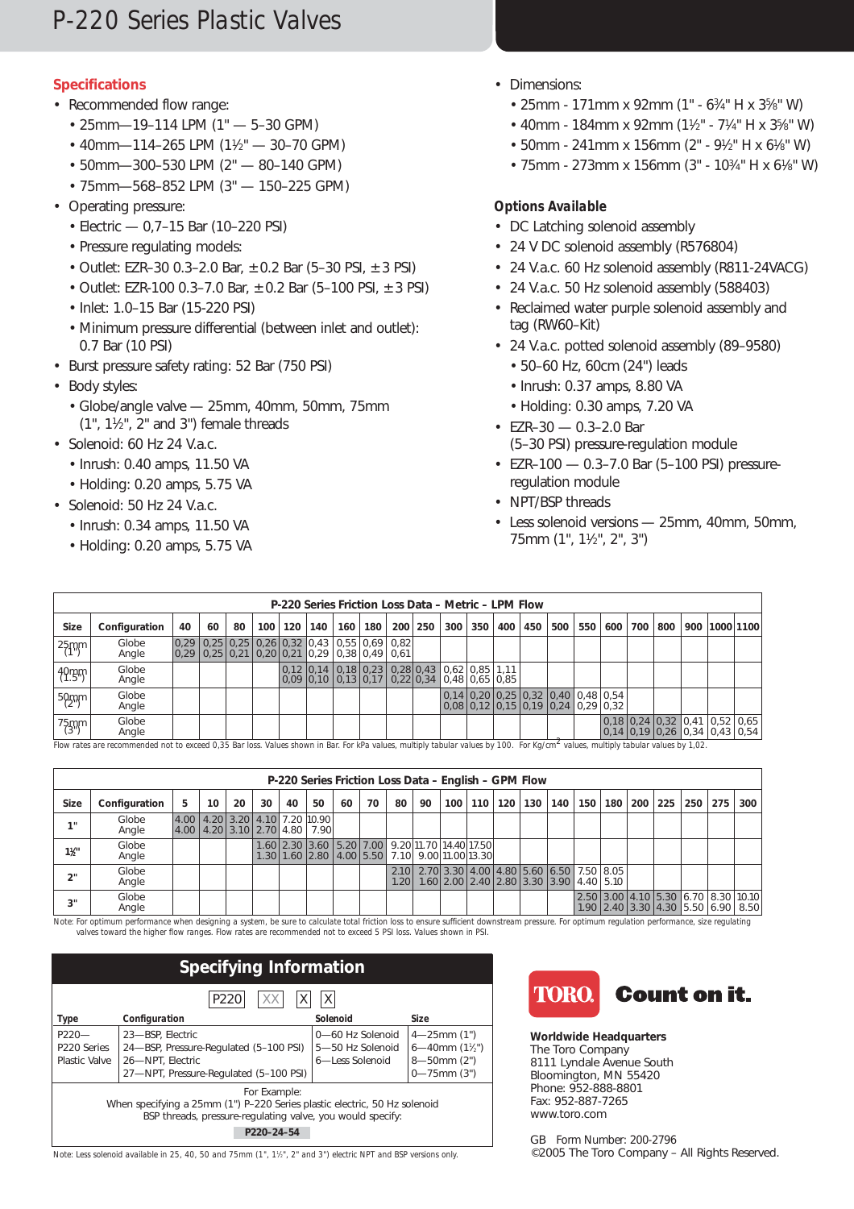# P-220 Series Plastic Valves

## Specifications

- Recommended flow range:
  - 25mm—19–114 LPM (1" — 5–30 GPM)
  - 40mm—114–265 LPM (1½" — 30–70 GPM)
  - 50mm—300–530 LPM (2" — 80–140 GPM)
  - 75mm—568–852 LPM (3" — 150–225 GPM)
- Operating pressure:
  - Electric — 0,7–15 Bar (10–220 PSI)
  - Pressure regulating models:
  - Outlet: EZR-30 0.3–2.0 Bar, ±0.2 Bar (5–30 PSI, ±3 PSI)
  - Outlet: EZR-100 0.3–7.0 Bar, ±0.2 Bar (5–100 PSI, ±3 PSI)
  - Inlet: 1.0–15 Bar (15-220 PSI)
  - Minimum pressure differential (between inlet and outlet): 0.7 Bar (10 PSI)
- Burst pressure safety rating: 52 Bar (750 PSI)
- Body styles:
  - Globe/angle valve — 25mm, 40mm, 50mm, 75mm (1", 1½", 2" and 3") female threads
- Solenoid: 60 Hz 24 V.a.c.
  - Inrush: 0.40 amps, 11.50 VA
  - Holding: 0.20 amps, 5.75 VA
- Solenoid: 50 Hz 24 V.a.c.
  - Inrush: 0.34 amps, 11.50 VA
  - Holding: 0.20 amps, 5.75 VA
- Dimensions:
  - 25mm - 171mm x 92mm (1" - 6¾" H x 3⅝" W)
  - 40mm - 184mm x 92mm (1½" - 7¼" H x 3⅝" W)
  - 50mm - 241mm x 156mm (2" - 9½" H x 6⅛" W)
  - 75mm - 273mm x 156mm (3" - 10¾" H x 6⅛" W)

## Options Available

- DC Latching solenoid assembly
- 24 V DC solenoid assembly (R576804)
- 24 V.a.c. 60 Hz solenoid assembly (R811-24VACG)
- 24 V.a.c. 50 Hz solenoid assembly (588403)
- Reclaimed water purple solenoid assembly and tag (RW60–Kit)
- 24 V.a.c. potted solenoid assembly (89–9580)
  - 50–60 Hz, 60cm (24") leads
  - Inrush: 0.37 amps, 8.80 VA
  - Holding: 0.30 amps, 7.20 VA
- EZR–30 — 0.3–2.0 Bar (5–30 PSI) pressure-regulation module
- EZR–100 — 0.3–7.0 Bar (5–100 PSI) pressure-regulation module
- NPT/BSP threads
- Less solenoid versions — 25mm, 40mm, 50mm, 75mm (1", 1½", 2", 3")

**P-220 Series Friction Loss Data – Metric – LPM Flow**

| Size | Configuration | 40 | 60 | 80 | 100 | 120 | 140 | 160 | 180 | 200 | 250 | 300 | 350 | 400 | 450 | 500 | 550 | 600 | 700 | 800 | 900 | 1000 | 1100 |
|---|---|---|---|---|---|---|---|---|---|---|---|---|---|---|---|---|---|---|---|---|---|---|---|
| 25mm (1") | Globe | 0,29 | 0,25 | 0,25 | 0,26 | 0,32 | 0,43 | 0,55 | 0,69 | 0,82 | | | | | | | | | | | | | |
| | Angle | 0,29 | 0,25 | 0,21 | 0,20 | 0,21 | 0,29 | 0,38 | 0,49 | 0,61 | | | | | | | | | | | | | |
| 40mm (1.5") | Globe | | | | | 0,12 | 0,14 | 0,18 | 0,23 | 0,28 | 0,43 | 0,62 | 0,85 | 1,11 | | | | | | | | | |
| | Angle | | | | | 0,09 | 0,10 | 0,13 | 0,17 | 0,22 | 0,34 | 0,48 | 0,65 | 0,85 | | | | | | | | | |
| 50mm (2") | Globe | | | | | | | | | | | 0,14 | 0,20 | 0,25 | 0,32 | 0,40 | 0,48 | 0,54 | | | | | |
| | Angle | | | | | | | | | | | 0,08 | 0,12 | 0,15 | 0,19 | 0,24 | 0,29 | 0,32 | | | | | |
| 75mm (3") | Globe | | | | | | | | | | | | | | | | | 0,18 | 0,24 | 0,32 | 0,41 | 0,52 | 0,65 |
| | Angle | | | | | | | | | | | | | | | | | 0,14 | 0,19 | 0,26 | 0,34 | 0,43 | 0,54 |

Flow rates are recommended not to exceed 0,35 Bar loss. Values shown in Bar. For kPa values, multiply tabular values by 100. For Kg/cm² values, multiply tabular values by 1,02.

**P-220 Series Friction Loss Data – English – GPM Flow**

| Size | Configuration | 5 | 10 | 20 | 30 | 40 | 50 | 60 | 70 | 80 | 90 | 100 | 110 | 120 | 130 | 140 | 150 | 180 | 200 | 225 | 250 | 275 | 300 |
|---|---|---|---|---|---|---|---|---|---|---|---|---|---|---|---|---|---|---|---|---|---|---|---|
| 1" | Globe | 4.00 | 4.20 | 3.20 | 4.10 | 7.20 | 10.90 | | | | | | | | | | | | | | | | |
| | Angle | 4.00 | 4.20 | 3.10 | 2.70 | 4.80 | 7.90 | | | | | | | | | | | | | | | | |
| 1½" | Globe | | | | 1.60 | 2.30 | 3.60 | 5.20 | 7.00 | 9.20 | 11.70 | 14.40 | 17.50 | | | | | | | | | | |
| | Angle | | | | 1.30 | 1.60 | 2.80 | 4.00 | 5.50 | 7.10 | 9.00 | 11.00 | 13.30 | | | | | | | | | | |
| 2" | Globe | | | | | | | | | 2.10 | 2.70 | 3.30 | 4.00 | 4.80 | 5.60 | 6.50 | 7.50 | 8.05 | | | | | |
| | Angle | | | | | | | | | 1.20 | 1.60 | 2.00 | 2.40 | 2.80 | 3.30 | 3.90 | 4.40 | 5.10 | | | | | |
| 3" | Globe | | | | | | | | | | | | | | | | 2.50 | 3.00 | 4.10 | 5.30 | 6.70 | 8.30 | 10.10 |
| | Angle | | | | | | | | | | | | | | | | 1.90 | 2.40 | 3.30 | 4.30 | 5.50 | 6.90 | 8.50 |

Note: For optimum performance when designing a system, be sure to calculate total friction loss to ensure sufficient downstream pressure. For optimum regulation performance, size regulating valves toward the higher flow ranges. Flow rates are recommended not to exceed 5 PSI loss. Values shown in PSI.

## Specifying Information

P220 | XX | X | X

| Type | Configuration | Solenoid | Size |
|---|---|---|---|
| P220— P220 Series Plastic Valve | 23—BSP, Electric<br>24—BSP, Pressure-Regulated (5–100 PSI)<br>26—NPT, Electric<br>27—NPT, Pressure-Regulated (5–100 PSI) | 0—60 Hz Solenoid<br>5—50 Hz Solenoid<br>6—Less Solenoid | 4—25mm (1")<br>6—40mm (1½")<br>8—50mm (2")<br>0—75mm (3") |

For Example:
When specifying a 25mm (1") P-220 Series plastic electric, 50 Hz solenoid BSP threads, pressure-regulating valve, you would specify:

**P220-24-54**

Note: Less solenoid available in 25, 40, 50 and 75mm (1", 1½", 2" and 3") electric NPT and BSP versions only.

TORO. **Count on it.**

**Worldwide Headquarters**
The Toro Company
8111 Lyndale Avenue South
Bloomington, MN 55420
Phone: 952-888-8801
Fax: 952-887-7265
www.toro.com

GB Form Number: 200-2796
©2005 The Toro Company – All Rights Reserved.